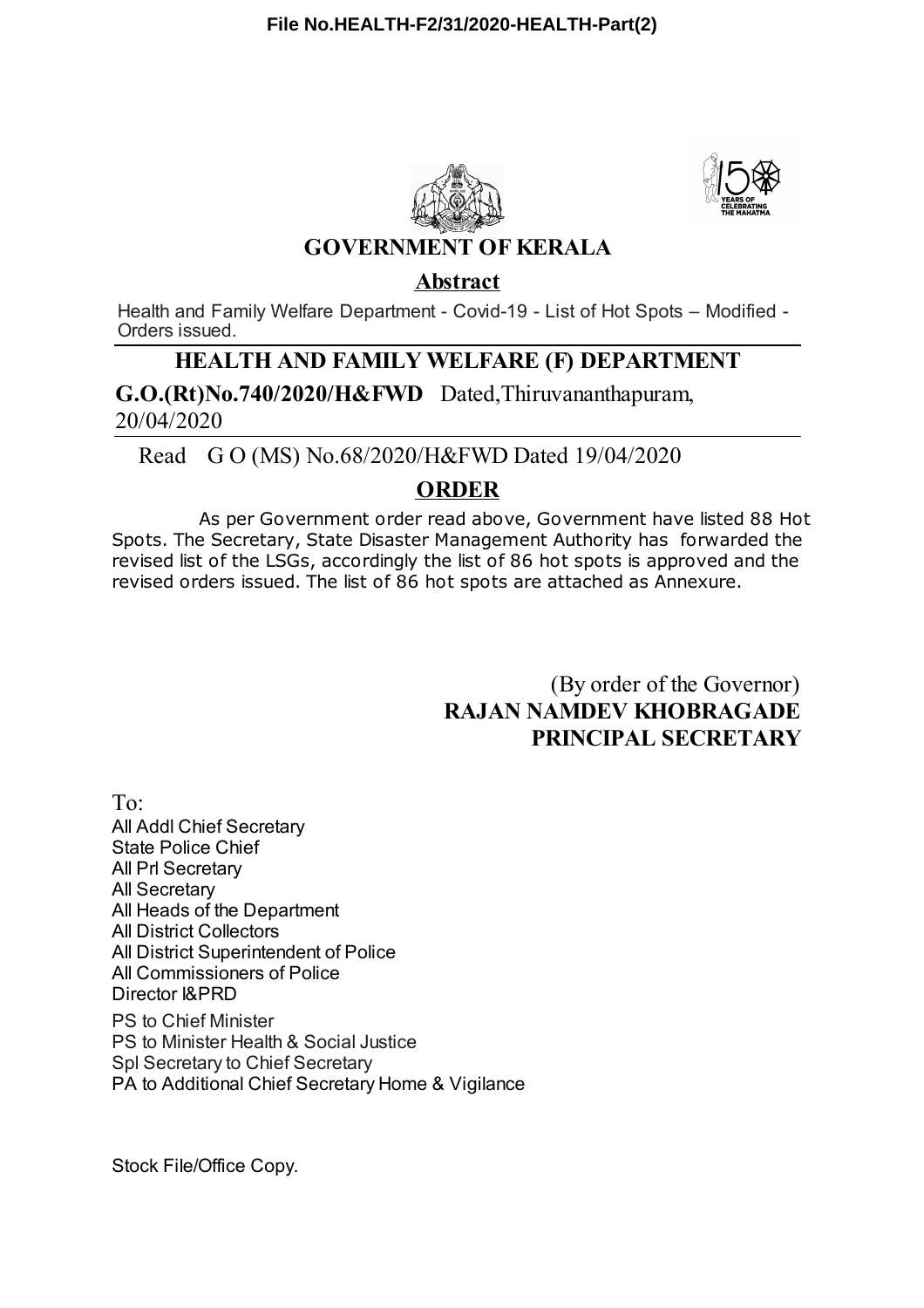File No.HEALTH-F2/31/2020-HEALTH-Part(2)

# GOVERNMENT OF KERALA

## Abstract

Health and Family Welfare Department - Covid-19 - List of Hot Spots – Modified - Orders issued.

## HEALTH AND FAMILY WELFARE (F) DEPARTMENT

**G.O.(Rt)No.740/2020/H&FWD** Dated,Thiruvananthapuram, 20/04/2020

Read G O (MS) No.68/2020/H&FWD Dated 19/04/2020

## ORDER

As per Government order read above, Government have listed 88 Hot Spots. The Secretary, State Disaster Management Authority has forwarded the revised list of the LSGs, accordingly the list of 86 hot spots is approved and the revised orders issued. The list of 86 hot spots are attached as Annexure.

(By order of the Governor)
**RAJAN NAMDEV KHOBRAGADE**
**PRINCIPAL SECRETARY**

To:
All Addl Chief Secretary
State Police Chief
All Prl Secretary
All Secretary
All Heads of the Department
All District Collectors
All District Superintendent of Police
All Commissioners of Police
Director I&PRD
PS to Chief Minister
PS to Minister Health & Social Justice
Spl Secretary to Chief Secretary
PA to Additional Chief Secretary Home & Vigilance

Stock File/Office Copy.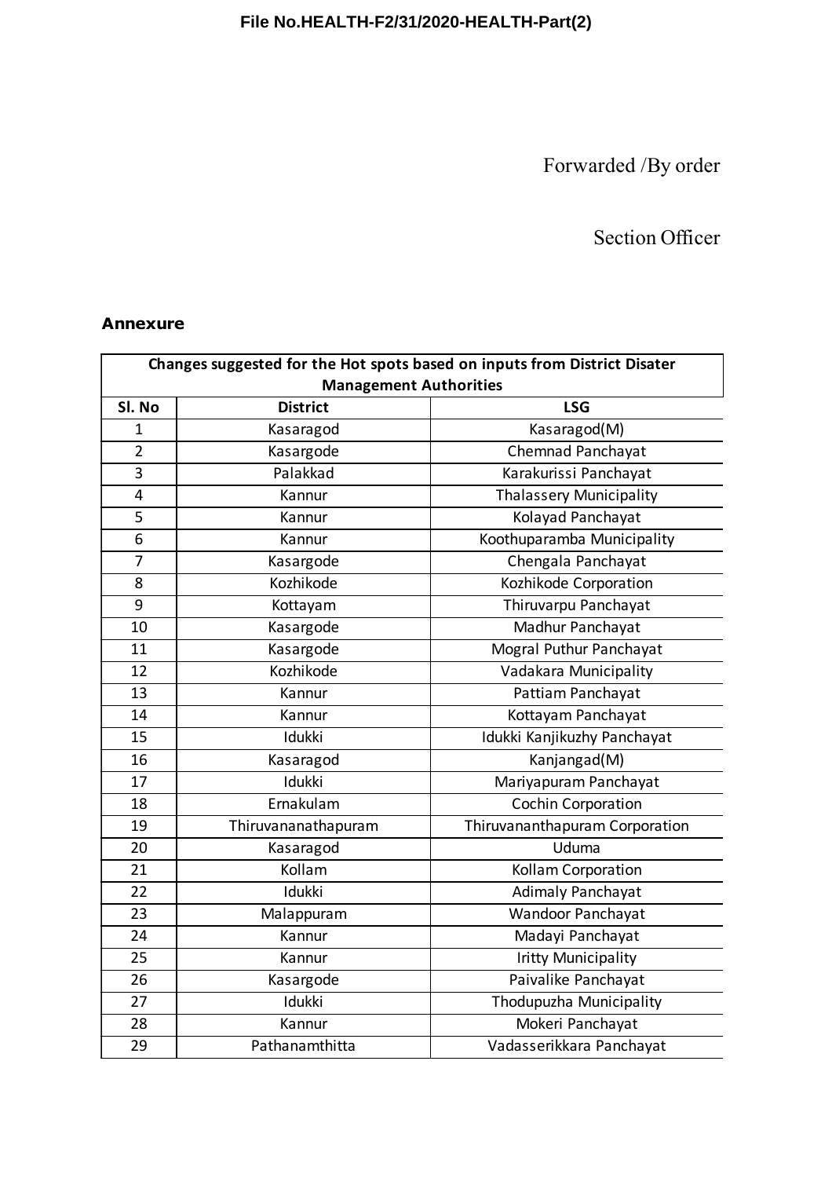Forwarded /By order

Section Officer

**Annexure**

| Changes suggested for the Hot spots based on inputs from District Disater Management Authorities | | |
|---|---|---|
| **Sl. No** | **District** | **LSG** |
| 1 | Kasaragod | Kasaragod(M) |
| 2 | Kasargode | Chemnad Panchayat |
| 3 | Palakkad | Karakurissi Panchayat |
| 4 | Kannur | Thalassery Municipality |
| 5 | Kannur | Kolayad Panchayat |
| 6 | Kannur | Koothuparamba Municipality |
| 7 | Kasargode | Chengala Panchayat |
| 8 | Kozhikode | Kozhikode Corporation |
| 9 | Kottayam | Thiruvarpu Panchayat |
| 10 | Kasargode | Madhur Panchayat |
| 11 | Kasargode | Mogral Puthur Panchayat |
| 12 | Kozhikode | Vadakara Municipality |
| 13 | Kannur | Pattiam Panchayat |
| 14 | Kannur | Kottayam Panchayat |
| 15 | Idukki | Idukki Kanjikuzhy Panchayat |
| 16 | Kasaragod | Kanjangad(M) |
| 17 | Idukki | Mariyapuram Panchayat |
| 18 | Ernakulam | Cochin Corporation |
| 19 | Thiruvananathapuram | Thiruvananthapuram Corporation |
| 20 | Kasaragod | Uduma |
| 21 | Kollam | Kollam Corporation |
| 22 | Idukki | Adimaly Panchayat |
| 23 | Malappuram | Wandoor Panchayat |
| 24 | Kannur | Madayi Panchayat |
| 25 | Kannur | Iritty Municipality |
| 26 | Kasargode | Paivalike Panchayat |
| 27 | Idukki | Thodupuzha Municipality |
| 28 | Kannur | Mokeri Panchayat |
| 29 | Pathanamthitta | Vadasserikkara Panchayat |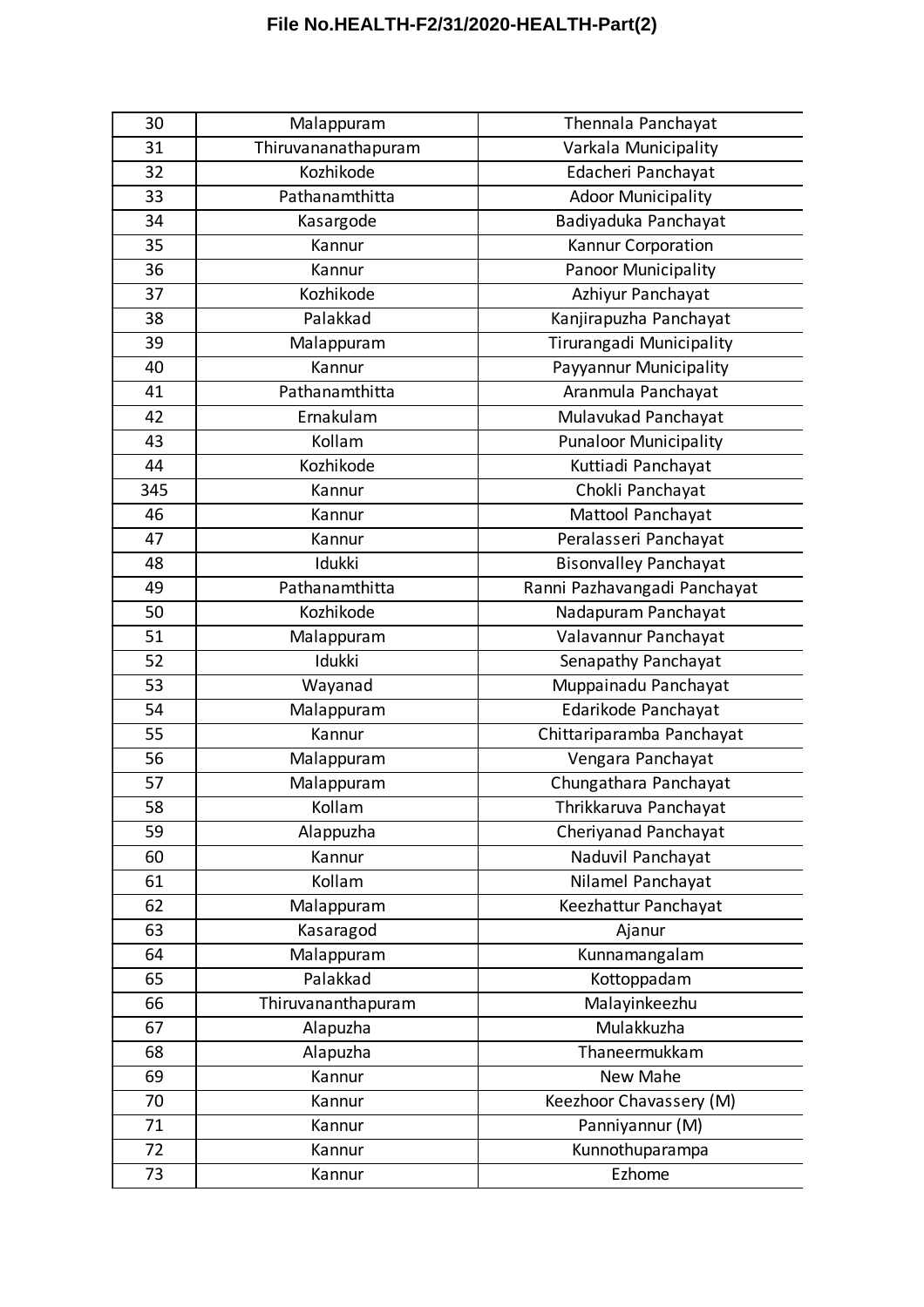| 30 | Malappuram | Thennala Panchayat |
|---|---|---|
| 31 | Thiruvananathapuram | Varkala Municipality |
| 32 | Kozhikode | Edacheri Panchayat |
| 33 | Pathanamthitta | Adoor Municipality |
| 34 | Kasargode | Badiyaduka Panchayat |
| 35 | Kannur | Kannur Corporation |
| 36 | Kannur | Panoor Municipality |
| 37 | Kozhikode | Azhiyur Panchayat |
| 38 | Palakkad | Kanjirapuzha Panchayat |
| 39 | Malappuram | Tirurangadi Municipality |
| 40 | Kannur | Payyannur Municipality |
| 41 | Pathanamthitta | Aranmula Panchayat |
| 42 | Ernakulam | Mulavukad Panchayat |
| 43 | Kollam | Punaloor Municipality |
| 44 | Kozhikode | Kuttiadi Panchayat |
| 345 | Kannur | Chokli Panchayat |
| 46 | Kannur | Mattool Panchayat |
| 47 | Kannur | Peralasseri Panchayat |
| 48 | Idukki | Bisonvalley Panchayat |
| 49 | Pathanamthitta | Ranni Pazhavangadi Panchayat |
| 50 | Kozhikode | Nadapuram Panchayat |
| 51 | Malappuram | Valavannur Panchayat |
| 52 | Idukki | Senapathy Panchayat |
| 53 | Wayanad | Muppainadu Panchayat |
| 54 | Malappuram | Edarikode Panchayat |
| 55 | Kannur | Chittariparamba Panchayat |
| 56 | Malappuram | Vengara Panchayat |
| 57 | Malappuram | Chungathara Panchayat |
| 58 | Kollam | Thrikkaruva Panchayat |
| 59 | Alappuzha | Cheriyanad Panchayat |
| 60 | Kannur | Naduvil Panchayat |
| 61 | Kollam | Nilamel Panchayat |
| 62 | Malappuram | Keezhattur Panchayat |
| 63 | Kasaragod | Ajanur |
| 64 | Malappuram | Kunnamangalam |
| 65 | Palakkad | Kottoppadam |
| 66 | Thiruvananthapuram | Malayinkeezhu |
| 67 | Alapuzha | Mulakkuzha |
| 68 | Alapuzha | Thaneermukkam |
| 69 | Kannur | New Mahe |
| 70 | Kannur | Keezhoor Chavassery (M) |
| 71 | Kannur | Panniyannur (M) |
| 72 | Kannur | Kunnothuparampa |
| 73 | Kannur | Ezhome |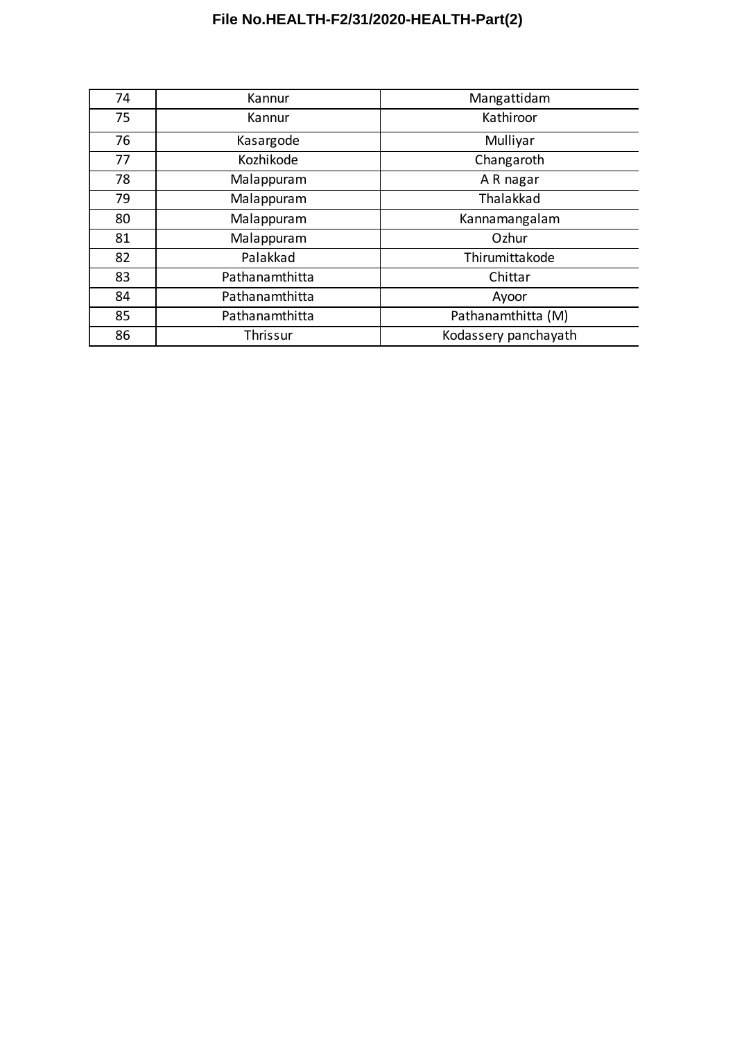| | | |
|---|---|---|
| 74 | Kannur | Mangattidam |
| 75 | Kannur | Kathiroor |
| 76 | Kasargode | Mulliyar |
| 77 | Kozhikode | Changaroth |
| 78 | Malappuram | A R nagar |
| 79 | Malappuram | Thalakkad |
| 80 | Malappuram | Kannamangalam |
| 81 | Malappuram | Ozhur |
| 82 | Palakkad | Thirumittakode |
| 83 | Pathanamthitta | Chittar |
| 84 | Pathanamthitta | Ayoor |
| 85 | Pathanamthitta | Pathanamthitta (M) |
| 86 | Thrissur | Kodassery panchayath |